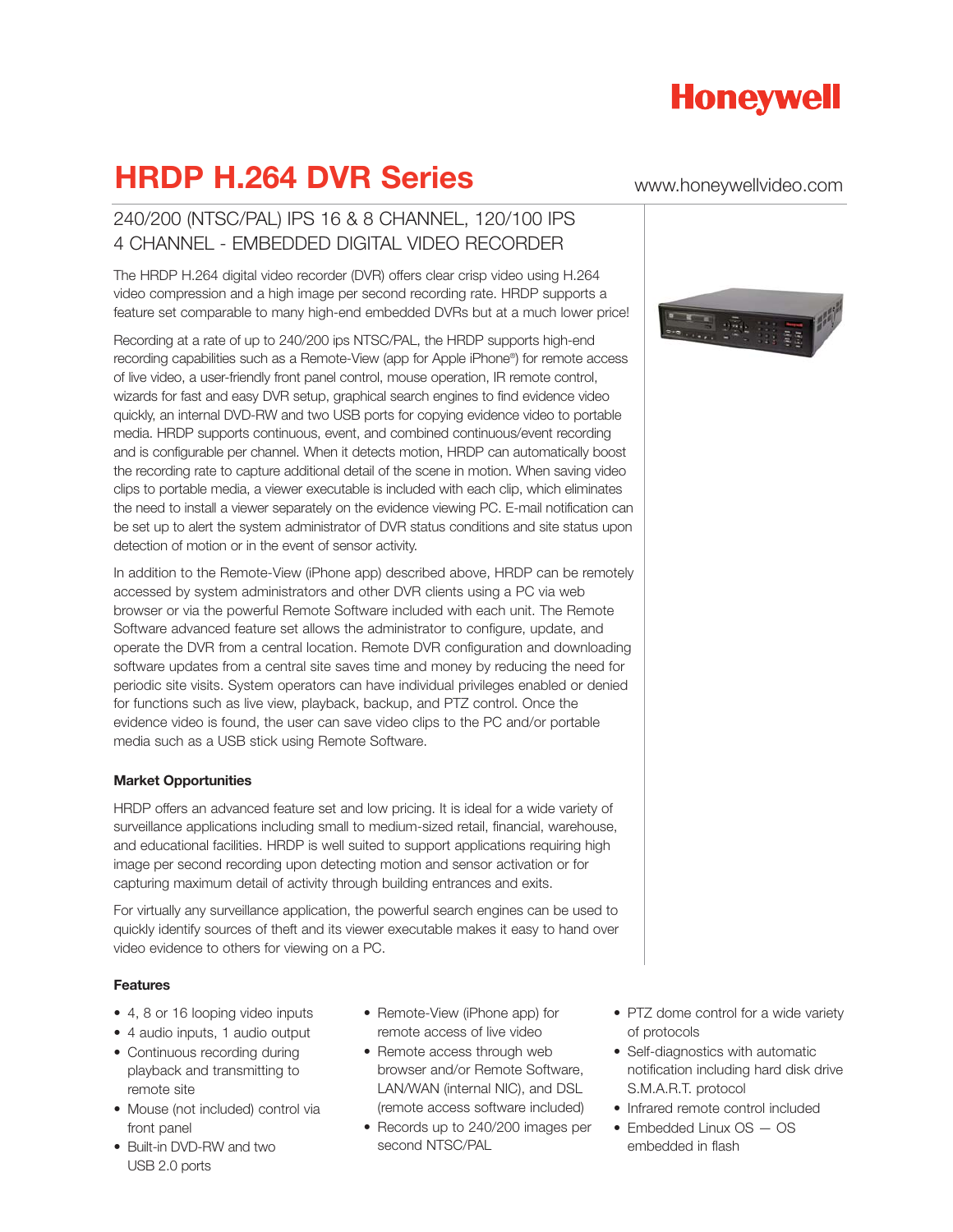Honeywell

# HRDP H.264 DVR Series

www.honeywellvideo.com

## 240/200 (NTSC/PAL) IPS 16 & 8 CHANNEL, 120/100 IPS 4 CHANNEL - EMBEDDED DIGITAL VIDEO RECORDER

The HRDP H.264 digital video recorder (DVR) offers clear crisp video using H.264 video compression and a high image per second recording rate. HRDP supports a feature set comparable to many high-end embedded DVRs but at a much lower price!

Recording at a rate of up to 240/200 ips NTSC/PAL, the HRDP supports high-end recording capabilities such as a Remote-View (app for Apple iPhone®) for remote access of live video, a user-friendly front panel control, mouse operation, IR remote control, wizards for fast and easy DVR setup, graphical search engines to find evidence video quickly, an internal DVD-RW and two USB ports for copying evidence video to portable media. HRDP supports continuous, event, and combined continuous/event recording and is configurable per channel. When it detects motion, HRDP can automatically boost the recording rate to capture additional detail of the scene in motion. When saving video clips to portable media, a viewer executable is included with each clip, which eliminates the need to install a viewer separately on the evidence viewing PC. E-mail notification can be set up to alert the system administrator of DVR status conditions and site status upon detection of motion or in the event of sensor activity.

In addition to the Remote-View (iPhone app) described above, HRDP can be remotely accessed by system administrators and other DVR clients using a PC via web browser or via the powerful Remote Software included with each unit. The Remote Software advanced feature set allows the administrator to configure, update, and operate the DVR from a central location. Remote DVR configuration and downloading software updates from a central site saves time and money by reducing the need for periodic site visits. System operators can have individual privileges enabled or denied for functions such as live view, playback, backup, and PTZ control. Once the evidence video is found, the user can save video clips to the PC and/or portable media such as a USB stick using Remote Software.

### Market Opportunities

HRDP offers an advanced feature set and low pricing. It is ideal for a wide variety of surveillance applications including small to medium-sized retail, financial, warehouse, and educational facilities. HRDP is well suited to support applications requiring high image per second recording upon detecting motion and sensor activation or for capturing maximum detail of activity through building entrances and exits.

For virtually any surveillance application, the powerful search engines can be used to quickly identify sources of theft and its viewer executable makes it easy to hand over video evidence to others for viewing on a PC.

### Features

- 4, 8 or 16 looping video inputs
- 4 audio inputs, 1 audio output
- Continuous recording during playback and transmitting to remote site
- Mouse (not included) control via front panel
- Built-in DVD-RW and two USB 2.0 ports
- Remote-View (iPhone app) for remote access of live video
- Remote access through web browser and/or Remote Software, LAN/WAN (internal NIC), and DSL (remote access software included)
- Records up to 240/200 images per second NTSC/PAL
- PTZ dome control for a wide variety of protocols
- Self-diagnostics with automatic notification including hard disk drive S.M.A.R.T. protocol
- Infrared remote control included
- Embedded Linux OS — OS embedded in flash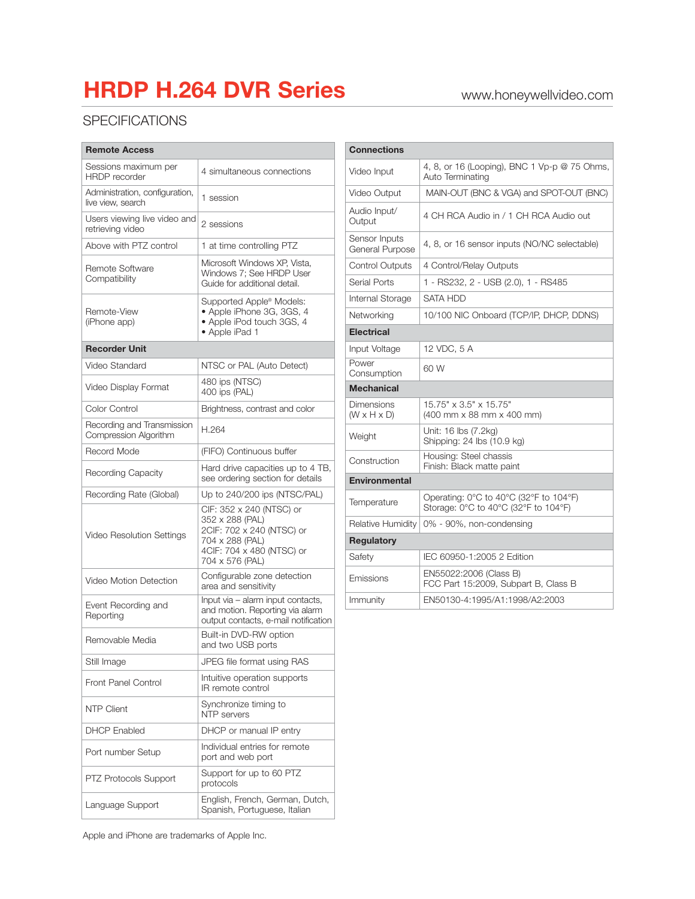# HRDP H.264 DVR Series

www.honeywellvideo.com

## SPECIFICATIONS

| Remote Access | |
|---|---|
| Sessions maximum per HRDP recorder | 4 simultaneous connections |
| Administration, configuration, live view, search | 1 session |
| Users viewing live video and retrieving video | 2 sessions |
| Above with PTZ control | 1 at time controlling PTZ |
| Remote Software Compatibility | Microsoft Windows XP, Vista, Windows 7; See HRDP User Guide for additional detail. |
| Remote-View (iPhone app) | Supported Apple® Models:<br>• Apple iPhone 3G, 3GS, 4<br>• Apple iPod touch 3GS, 4<br>• Apple iPad 1 |
| **Recorder Unit** | |
| Video Standard | NTSC or PAL (Auto Detect) |
| Video Display Format | 480 ips (NTSC)<br>400 ips (PAL) |
| Color Control | Brightness, contrast and color |
| Recording and Transmission Compression Algorithm | H.264 |
| Record Mode | (FIFO) Continuous buffer |
| Recording Capacity | Hard drive capacities up to 4 TB, see ordering section for details |
| Recording Rate (Global) | Up to 240/200 ips (NTSC/PAL) |
| Video Resolution Settings | CIF: 352 x 240 (NTSC) or 352 x 288 (PAL)<br>2CIF: 702 x 240 (NTSC) or 704 x 288 (PAL)<br>4CIF: 704 x 480 (NTSC) or 704 x 576 (PAL) |
| Video Motion Detection | Configurable zone detection area and sensitivity |
| Event Recording and Reporting | Input via – alarm input contacts, and motion. Reporting via alarm output contacts, e-mail notification |
| Removable Media | Built-in DVD-RW option and two USB ports |
| Still Image | JPEG file format using RAS |
| Front Panel Control | Intuitive operation supports IR remote control |
| NTP Client | Synchronize timing to NTP servers |
| DHCP Enabled | DHCP or manual IP entry |
| Port number Setup | Individual entries for remote port and web port |
| PTZ Protocols Support | Support for up to 60 PTZ protocols |
| Language Support | English, French, German, Dutch, Spanish, Portuguese, Italian |

Apple and iPhone are trademarks of Apple Inc.

| Connections | |
|---|---|
| Video Input | 4, 8, or 16 (Looping), BNC 1 Vp-p @ 75 Ohms, Auto Terminating |
| Video Output | MAIN-OUT (BNC & VGA) and SPOT-OUT (BNC) |
| Audio Input/ Output | 4 CH RCA Audio in / 1 CH RCA Audio out |
| Sensor Inputs General Purpose | 4, 8, or 16 sensor inputs (NO/NC selectable) |
| Control Outputs | 4 Control/Relay Outputs |
| Serial Ports | 1 - RS232, 2 - USB (2.0), 1 - RS485 |
| Internal Storage | SATA HDD |
| Networking | 10/100 NIC Onboard (TCP/IP, DHCP, DDNS) |
| **Electrical** | |
| Input Voltage | 12 VDC, 5 A |
| Power Consumption | 60 W |
| **Mechanical** | |
| Dimensions (W x H x D) | 15.75" x 3.5" x 15.75"<br>(400 mm x 88 mm x 400 mm) |
| Weight | Unit: 16 lbs (7.2kg)<br>Shipping: 24 lbs (10.9 kg) |
| Construction | Housing: Steel chassis<br>Finish: Black matte paint |
| **Environmental** | |
| Temperature | Operating: 0°C to 40°C (32°F to 104°F)<br>Storage: 0°C to 40°C (32°F to 104°F) |
| Relative Humidity | 0% - 90%, non-condensing |
| **Regulatory** | |
| Safety | IEC 60950-1:2005 2 Edition |
| Emissions | EN55022:2006 (Class B)<br>FCC Part 15:2009, Subpart B, Class B |
| Immunity | EN50130-4:1995/A1:1998/A2:2003 |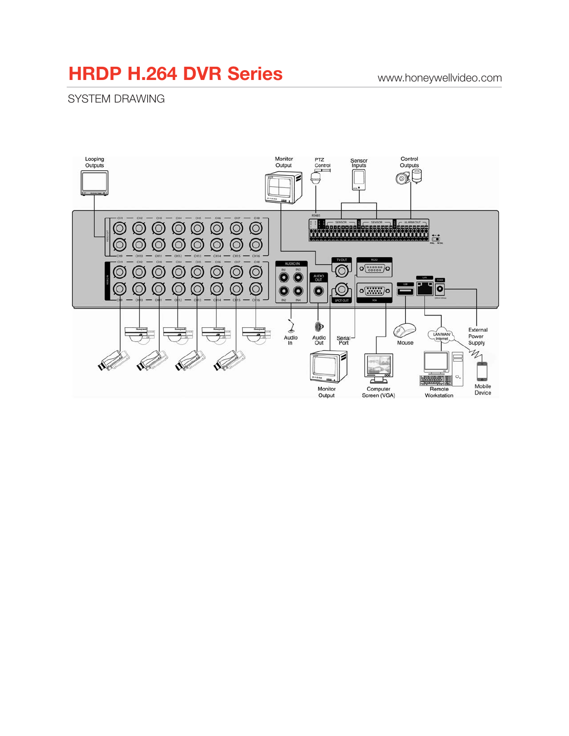# HRDP H.264 DVR Series

www.honeywellvideo.com

## SYSTEM DRAWING

Looping Outputs

Monitor Output

PTZ Control

Sensor Inputs

Control Outputs

Audio In

Audio Out

Serial Port

Mouse

LAN/WAN/ Internet

External Power Supply

Monitor Output

Computer Screen (VGA)

Remote Workstation

Mobile Device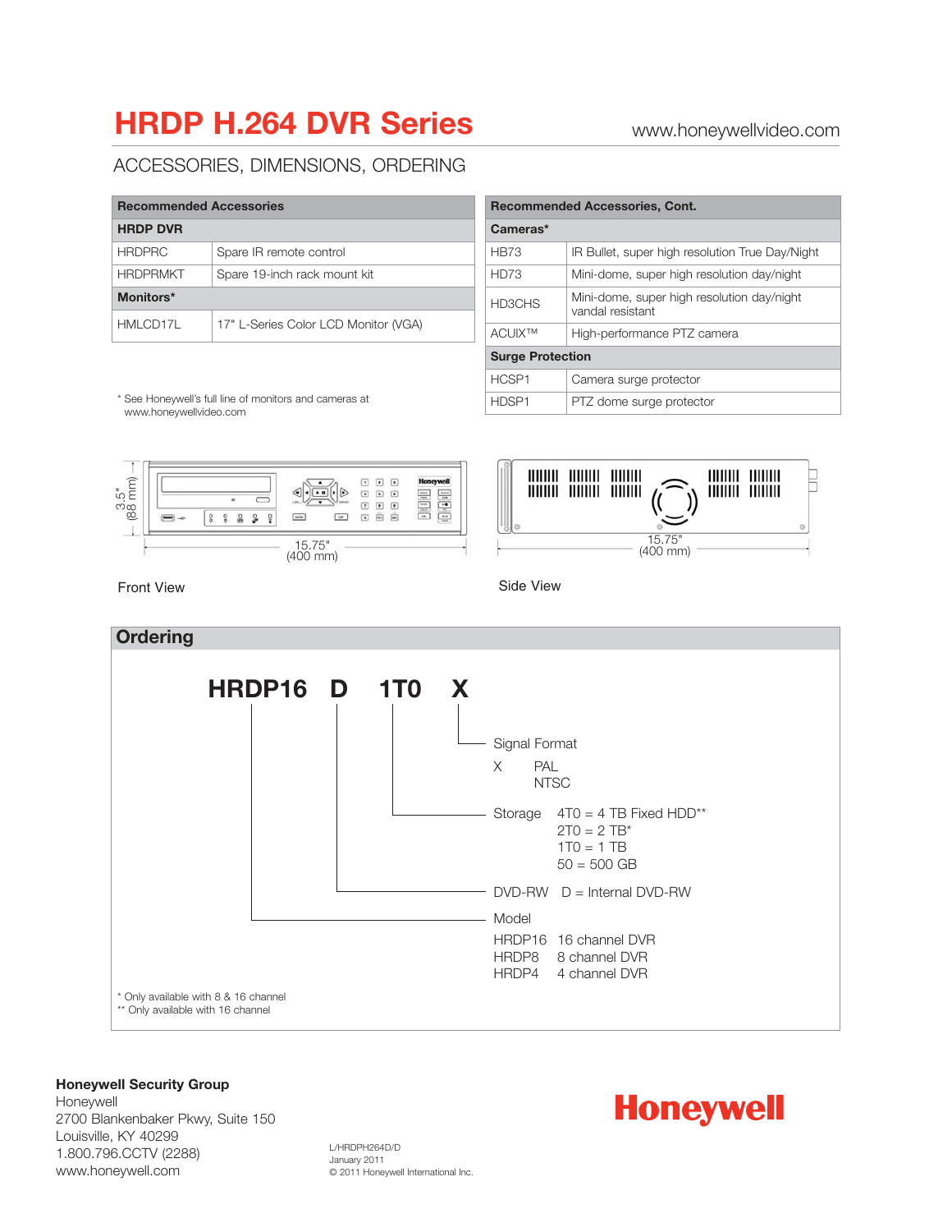# HRDP H.264 DVR Series

www.honeywellvideo.com

## ACCESSORIES, DIMENSIONS, ORDERING

| Recommended Accessories | |
|---|---|
| **HRDP DVR** | |
| HRDPRC | Spare IR remote control |
| HRDPRMKT | Spare 19-inch rack mount kit |
| **Monitors*** | |
| HMLCD17L | 17" L-Series Color LCD Monitor (VGA) |

* See Honeywell's full line of monitors and cameras at www.honeywellvideo.com

| Recommended Accessories, Cont. | |
|---|---|
| **Cameras*** | |
| HB73 | IR Bullet, super high resolution True Day/Night |
| HD73 | Mini-dome, super high resolution day/night |
| HD3CHS | Mini-dome, super high resolution day/night vandal resistant |
| ACUIX™ | High-performance PTZ camera |
| **Surge Protection** | |
| HCSP1 | Camera surge protector |
| HDSP1 | PTZ dome surge protector |

3.5" (88 mm)

15.75" (400 mm)

Front View

15.75" (400 mm)

Side View

## Ordering

**HRDP16 D 1T0 X**

Signal Format
- X PAL
- NTSC

Storage
- 4T0 = 4 TB Fixed HDD**
- 2T0 = 2 TB*
- 1T0 = 1 TB
- 50 = 500 GB

DVD-RW D = Internal DVD-RW

Model
- HRDP16 16 channel DVR
- HRDP8 8 channel DVR
- HRDP4 4 channel DVR

* Only available with 8 & 16 channel
** Only available with 16 channel

**Honeywell Security Group**
Honeywell
2700 Blankenbaker Pkwy, Suite 150
Louisville, KY 40299
1.800.796.CCTV (2288)
www.honeywell.com

L/HRDPH264D/D
January 2011
© 2011 Honeywell International Inc.

**Honeywell**